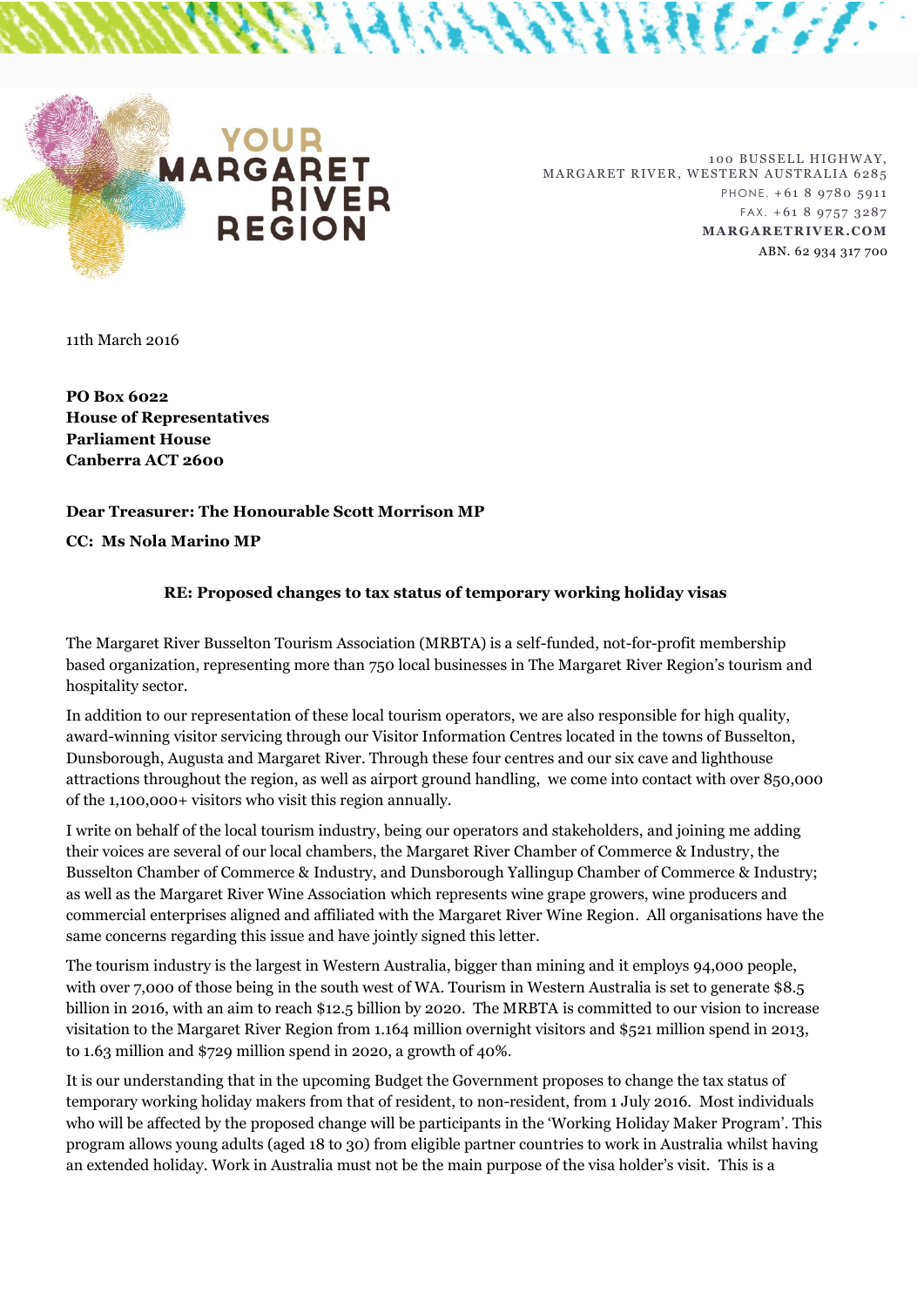**YOUR MARGARET RIVER REGION**

100 BUSSELL HIGHWAY,
MARGARET RIVER, WESTERN AUSTRALIA 6285
PHONE. +61 8 9780 5911
FAX. +61 8 9757 3287
**MARGARETRIVER.COM**
ABN. 62 934 317 700

11th March 2016

**PO Box 6022**
**House of Representatives**
**Parliament House**
**Canberra ACT 2600**

**Dear Treasurer: The Honourable Scott Morrison MP**

**CC: Ms Nola Marino MP**

**RE: Proposed changes to tax status of temporary working holiday visas**

The Margaret River Busselton Tourism Association (MRBTA) is a self-funded, not-for-profit membership based organization, representing more than 750 local businesses in The Margaret River Region's tourism and hospitality sector.

In addition to our representation of these local tourism operators, we are also responsible for high quality, award-winning visitor servicing through our Visitor Information Centres located in the towns of Busselton, Dunsborough, Augusta and Margaret River. Through these four centres and our six cave and lighthouse attractions throughout the region, as well as airport ground handling, we come into contact with over 850,000 of the 1,100,000+ visitors who visit this region annually.

I write on behalf of the local tourism industry, being our operators and stakeholders, and joining me adding their voices are several of our local chambers, the Margaret River Chamber of Commerce & Industry, the Busselton Chamber of Commerce & Industry, and Dunsborough Yallingup Chamber of Commerce & Industry; as well as the Margaret River Wine Association which represents wine grape growers, wine producers and commercial enterprises aligned and affiliated with the Margaret River Wine Region. All organisations have the same concerns regarding this issue and have jointly signed this letter.

The tourism industry is the largest in Western Australia, bigger than mining and it employs 94,000 people, with over 7,000 of those being in the south west of WA. Tourism in Western Australia is set to generate $8.5 billion in 2016, with an aim to reach $12.5 billion by 2020. The MRBTA is committed to our vision to increase visitation to the Margaret River Region from 1.164 million overnight visitors and $521 million spend in 2013, to 1.63 million and $729 million spend in 2020, a growth of 40%.

It is our understanding that in the upcoming Budget the Government proposes to change the tax status of temporary working holiday makers from that of resident, to non-resident, from 1 July 2016. Most individuals who will be affected by the proposed change will be participants in the 'Working Holiday Maker Program'. This program allows young adults (aged 18 to 30) from eligible partner countries to work in Australia whilst having an extended holiday. Work in Australia must not be the main purpose of the visa holder's visit. This is a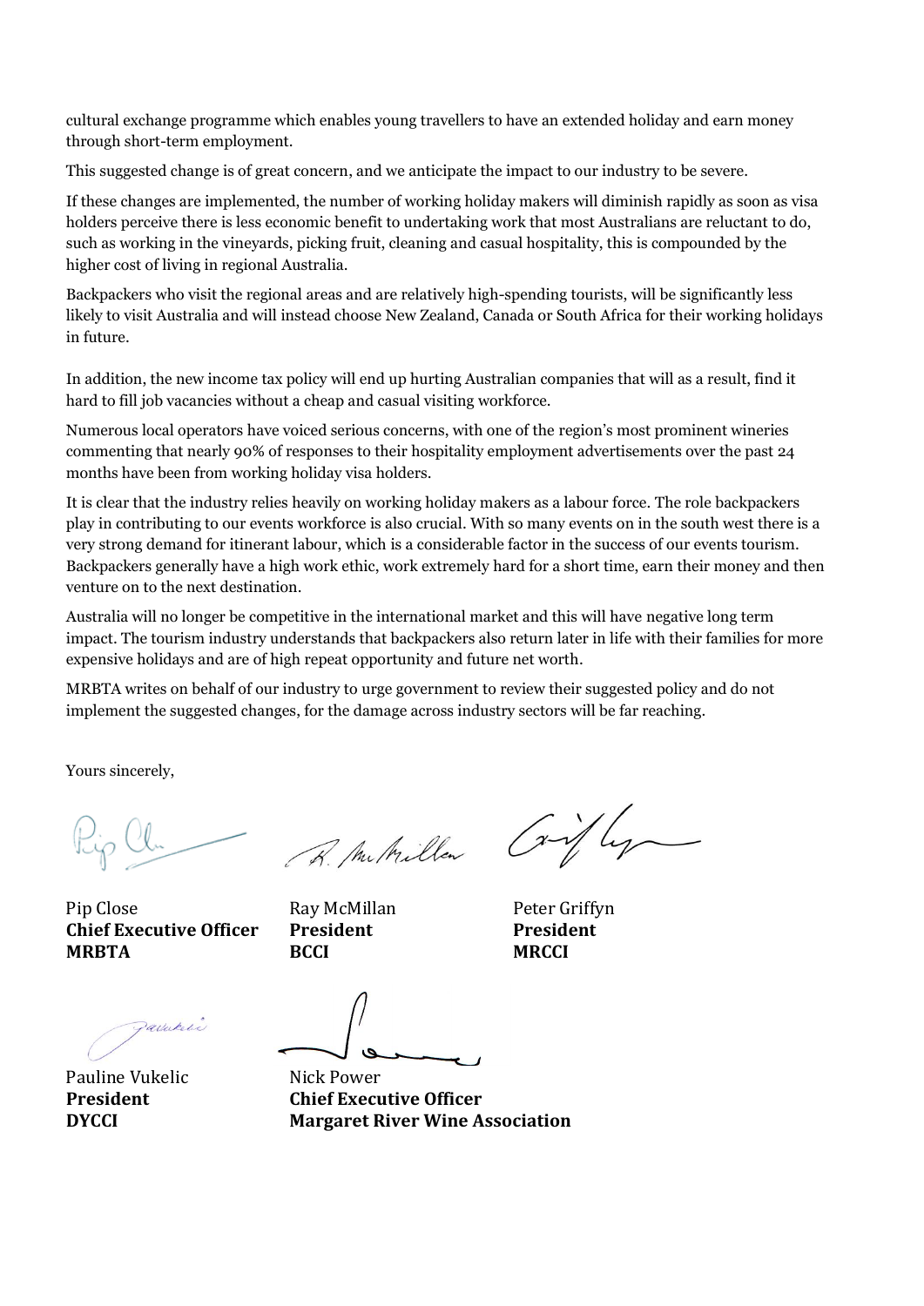cultural exchange programme which enables young travellers to have an extended holiday and earn money through short-term employment.

This suggested change is of great concern, and we anticipate the impact to our industry to be severe.

If these changes are implemented, the number of working holiday makers will diminish rapidly as soon as visa holders perceive there is less economic benefit to undertaking work that most Australians are reluctant to do, such as working in the vineyards, picking fruit, cleaning and casual hospitality, this is compounded by the higher cost of living in regional Australia.

Backpackers who visit the regional areas and are relatively high-spending tourists, will be significantly less likely to visit Australia and will instead choose New Zealand, Canada or South Africa for their working holidays in future.

In addition, the new income tax policy will end up hurting Australian companies that will as a result, find it hard to fill job vacancies without a cheap and casual visiting workforce.

Numerous local operators have voiced serious concerns, with one of the region's most prominent wineries commenting that nearly 90% of responses to their hospitality employment advertisements over the past 24 months have been from working holiday visa holders.

It is clear that the industry relies heavily on working holiday makers as a labour force. The role backpackers play in contributing to our events workforce is also crucial. With so many events on in the south west there is a very strong demand for itinerant labour, which is a considerable factor in the success of our events tourism. Backpackers generally have a high work ethic, work extremely hard for a short time, earn their money and then venture on to the next destination.

Australia will no longer be competitive in the international market and this will have negative long term impact. The tourism industry understands that backpackers also return later in life with their families for more expensive holidays and are of high repeat opportunity and future net worth.

MRBTA writes on behalf of our industry to urge government to review their suggested policy and do not implement the suggested changes, for the damage across industry sectors will be far reaching.

Yours sincerely,

Pip Close
**Chief Executive Officer**
**MRBTA**

Ray McMillan
**President**
**BCCI**

Peter Griffyn
**President**
**MRCCI**

Pauline Vukelic
**President**
**DYCCI**

Nick Power
**Chief Executive Officer**
**Margaret River Wine Association**